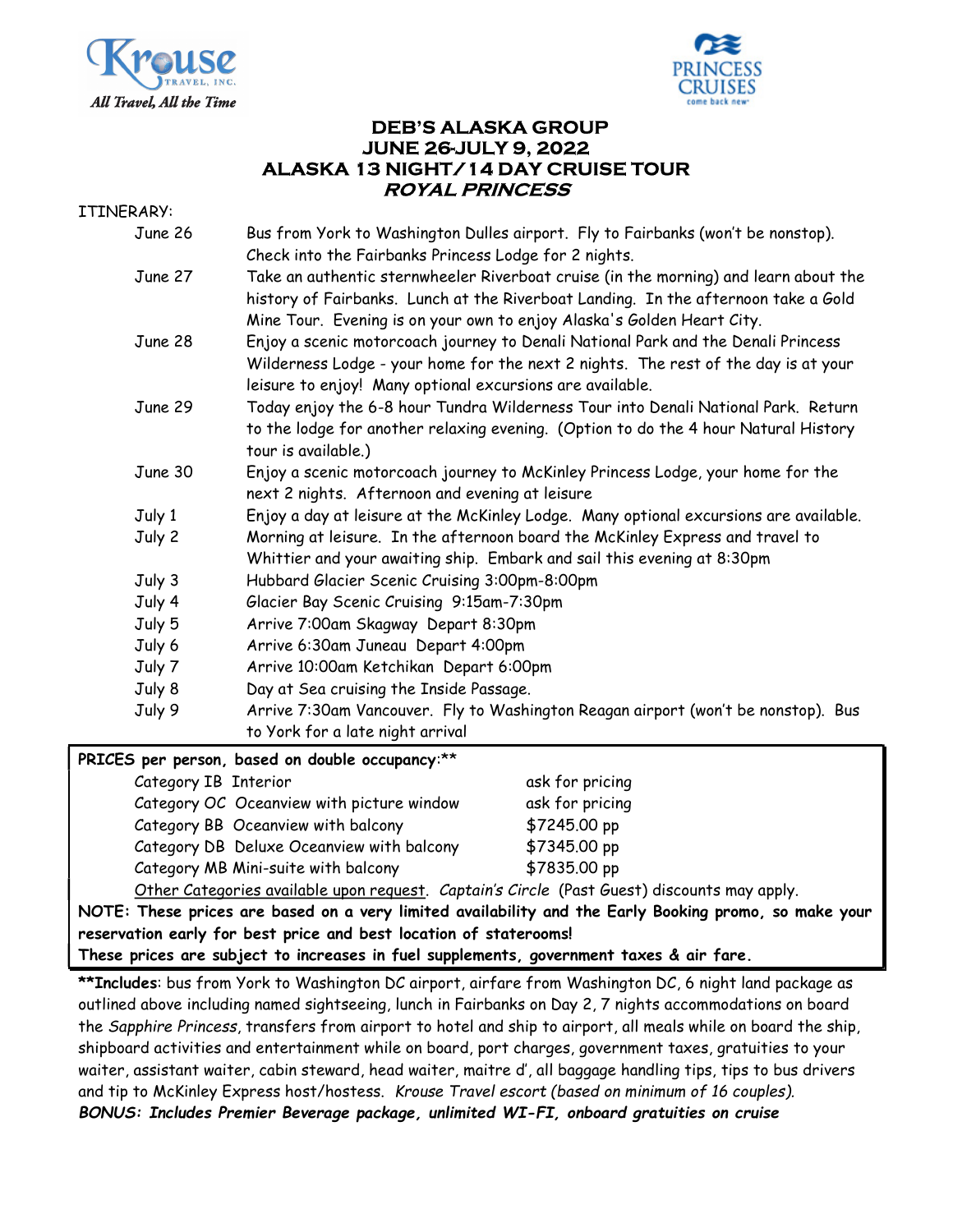# DEB'S ALASKA GROUP
## JUNE 26-JULY 9, 2022
## ALASKA 13 NIGHT/14 DAY CRUISE TOUR
### *ROYAL PRINCESS*

ITINERARY:

| | |
|---|---|
| June 26 | Bus from York to Washington Dulles airport. Fly to Fairbanks (won't be nonstop). Check into the Fairbanks Princess Lodge for 2 nights. |
| June 27 | Take an authentic sternwheeler Riverboat cruise (in the morning) and learn about the history of Fairbanks. Lunch at the Riverboat Landing. In the afternoon take a Gold Mine Tour. Evening is on your own to enjoy Alaska's Golden Heart City. |
| June 28 | Enjoy a scenic motorcoach journey to Denali National Park and the Denali Princess Wilderness Lodge - your home for the next 2 nights. The rest of the day is at your leisure to enjoy! Many optional excursions are available. |
| June 29 | Today enjoy the 6-8 hour Tundra Wilderness Tour into Denali National Park. Return to the lodge for another relaxing evening. (Option to do the 4 hour Natural History tour is available.) |
| June 30 | Enjoy a scenic motorcoach journey to McKinley Princess Lodge, your home for the next 2 nights. Afternoon and evening at leisure |
| July 1 | Enjoy a day at leisure at the McKinley Lodge. Many optional excursions are available. |
| July 2 | Morning at leisure. In the afternoon board the McKinley Express and travel to Whittier and your awaiting ship. Embark and sail this evening at 8:30pm |
| July 3 | Hubbard Glacier Scenic Cruising 3:00pm-8:00pm |
| July 4 | Glacier Bay Scenic Cruising 9:15am-7:30pm |
| July 5 | Arrive 7:00am Skagway Depart 8:30pm |
| July 6 | Arrive 6:30am Juneau Depart 4:00pm |
| July 7 | Arrive 10:00am Ketchikan Depart 6:00pm |
| July 8 | Day at Sea cruising the Inside Passage. |
| July 9 | Arrive 7:30am Vancouver. Fly to Washington Reagan airport (won't be nonstop). Bus to York for a late night arrival |

**PRICES per person, based on double occupancy**:**

| | |
|---|---|
| Category IB Interior | ask for pricing |
| Category OC Oceanview with picture window | ask for pricing |
| Category BB Oceanview with balcony | $7245.00 pp |
| Category DB Deluxe Oceanview with balcony | $7345.00 pp |
| Category MB Mini-suite with balcony | $7835.00 pp |

Other Categories available upon request. *Captain's Circle* (Past Guest) discounts may apply.

**NOTE: These prices are based on a very limited availability and the Early Booking promo, so make your reservation early for best price and best location of staterooms!**

**These prices are subject to increases in fuel supplements, government taxes & air fare.**

****Includes**: bus from York to Washington DC airport, airfare from Washington DC, 6 night land package as outlined above including named sightseeing, lunch in Fairbanks on Day 2, 7 nights accommodations on board the *Sapphire Princess*, transfers from airport to hotel and ship to airport, all meals while on board the ship, shipboard activities and entertainment while on board, port charges, government taxes, gratuities to your waiter, assistant waiter, cabin steward, head waiter, maitre d', all baggage handling tips, tips to bus drivers and tip to McKinley Express host/hostess. *Krouse Travel escort (based on minimum of 16 couples).*

***BONUS: Includes Premier Beverage package, unlimited WI-FI, onboard gratuities on cruise***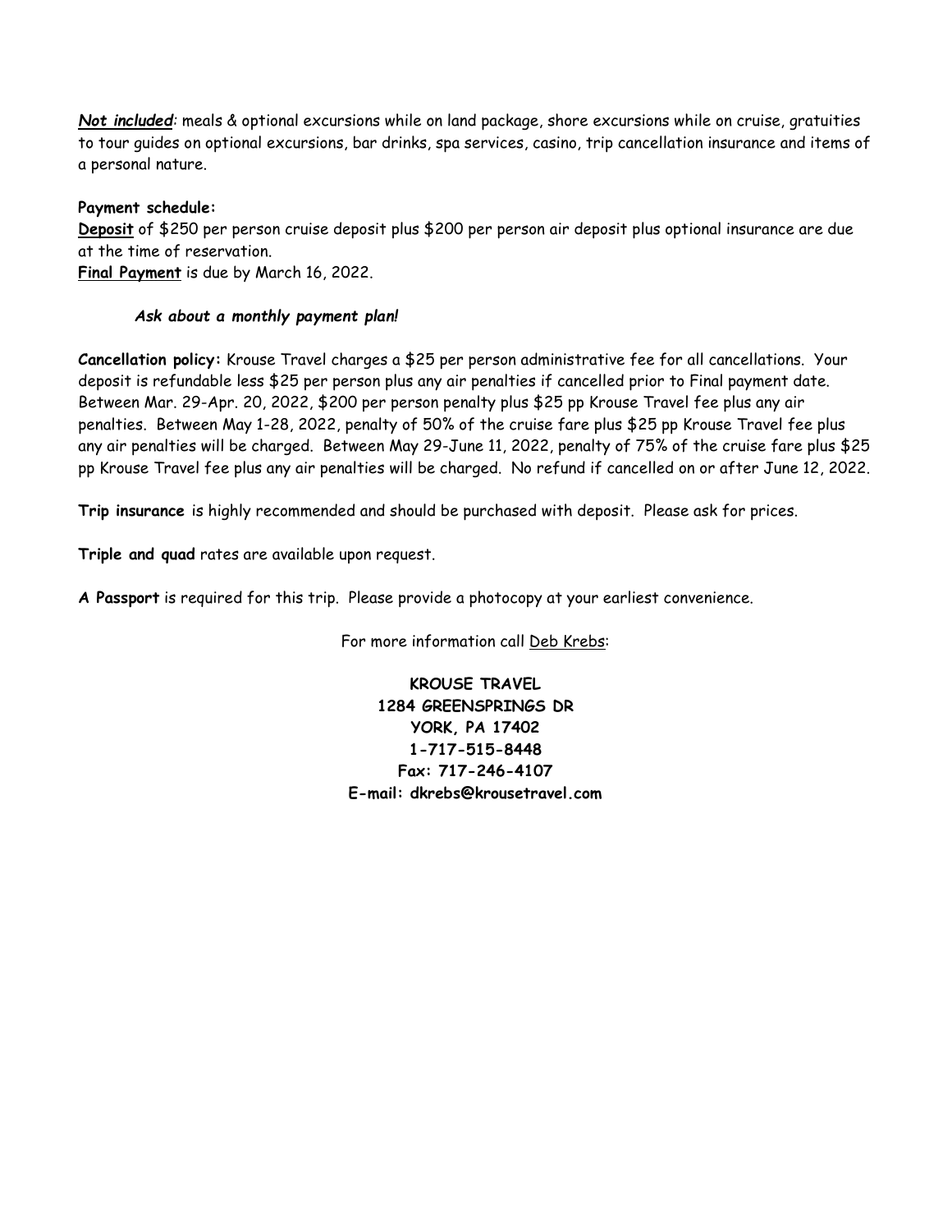***Not included***: meals & optional excursions while on land package, shore excursions while on cruise, gratuities to tour guides on optional excursions, bar drinks, spa services, casino, trip cancellation insurance and items of a personal nature.

**Payment schedule:**
**Deposit** of $250 per person cruise deposit plus $200 per person air deposit plus optional insurance are due at the time of reservation.
**Final Payment** is due by March 16, 2022.

***Ask about a monthly payment plan!***

**Cancellation policy:** Krouse Travel charges a $25 per person administrative fee for all cancellations. Your deposit is refundable less $25 per person plus any air penalties if cancelled prior to Final payment date. Between Mar. 29-Apr. 20, 2022, $200 per person penalty plus $25 pp Krouse Travel fee plus any air penalties. Between May 1-28, 2022, penalty of 50% of the cruise fare plus $25 pp Krouse Travel fee plus any air penalties will be charged. Between May 29-June 11, 2022, penalty of 75% of the cruise fare plus $25 pp Krouse Travel fee plus any air penalties will be charged. No refund if cancelled on or after June 12, 2022.

**Trip insurance** is highly recommended and should be purchased with deposit. Please ask for prices.

**Triple and quad** rates are available upon request.

**A Passport** is required for this trip. Please provide a photocopy at your earliest convenience.

For more information call Deb Krebs:

**KROUSE TRAVEL**
**1284 GREENSPRINGS DR**
**YORK, PA 17402**
**1-717-515-8448**
**Fax: 717-246-4107**
**E-mail: dkrebs@krousetravel.com**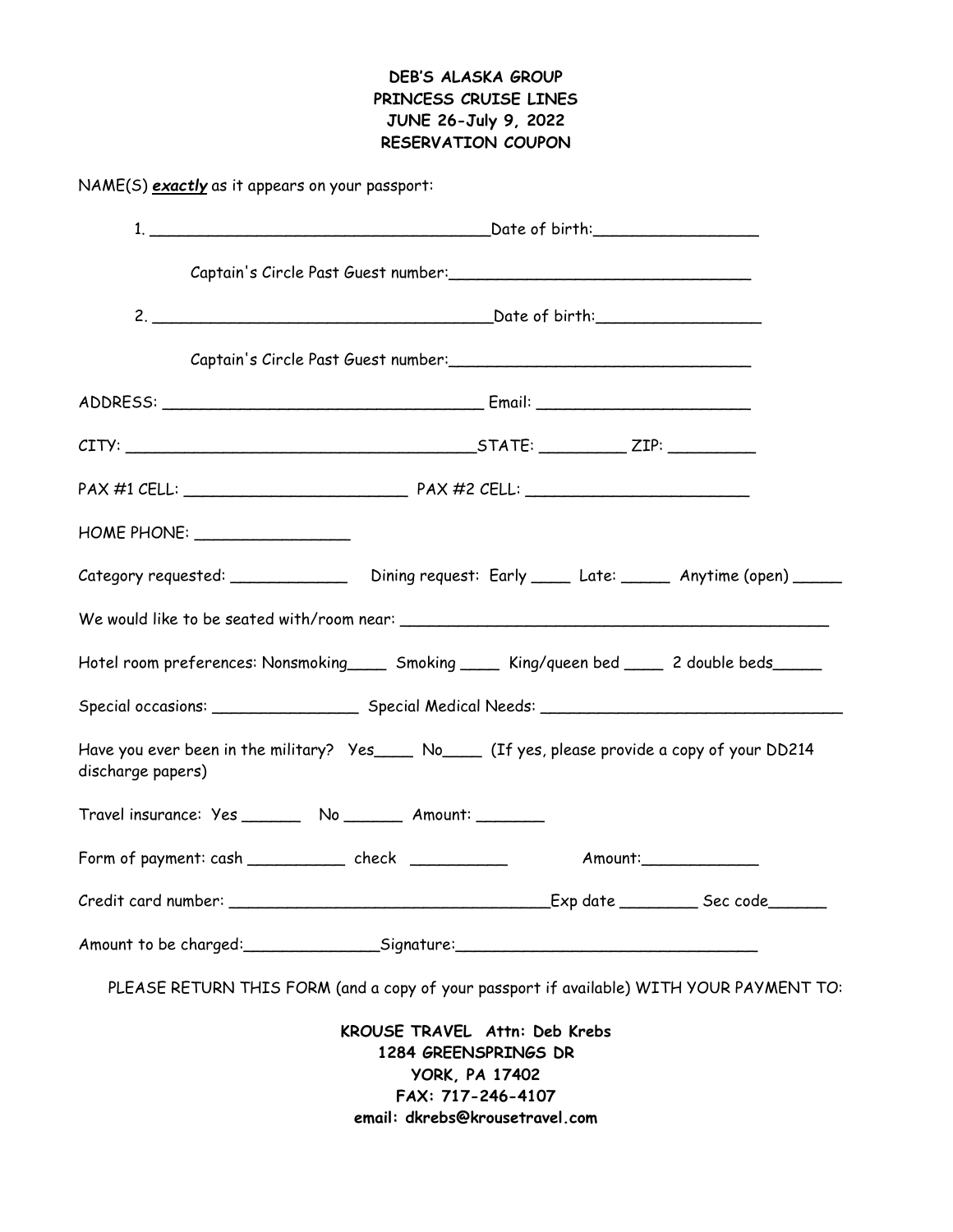**DEB'S ALASKA GROUP**
**PRINCESS CRUISE LINES**
**JUNE 26-July 9, 2022**
**RESERVATION COUPON**

NAME(S) ***exactly*** as it appears on your passport:

1. ___________________________________Date of birth:_________________

Captain's Circle Past Guest number:________________________________

2. ___________________________________Date of birth:_________________

Captain's Circle Past Guest number:________________________________

ADDRESS: _________________________________ Email: ______________________

CITY: _____________________________________STATE: _________ ZIP: _________

PAX #1 CELL: _______________________ PAX #2 CELL: _______________________

HOME PHONE: ________________

Category requested: ____________ Dining request: Early ____ Late: _____ Anytime (open) _____

We would like to be seated with/room near: ______________________________________________

Hotel room preferences: Nonsmoking____ Smoking ____ King/queen bed ____ 2 double beds_____

Special occasions: _______________ Special Medical Needs: _______________________________

Have you ever been in the military? Yes____ No____ (If yes, please provide a copy of your DD214 discharge papers)

Travel insurance: Yes ______ No ______ Amount: _______

Form of payment: cash __________ check __________ Amount:____________

Credit card number: _________________________________Exp date ________ Sec code______

Amount to be charged:______________Signature:_______________________________

PLEASE RETURN THIS FORM (and a copy of your passport if available) WITH YOUR PAYMENT TO:

**KROUSE TRAVEL Attn: Deb Krebs**
**1284 GREENSPRINGS DR**
**YORK, PA 17402**
**FAX: 717-246-4107**
**email: dkrebs@krousetravel.com**